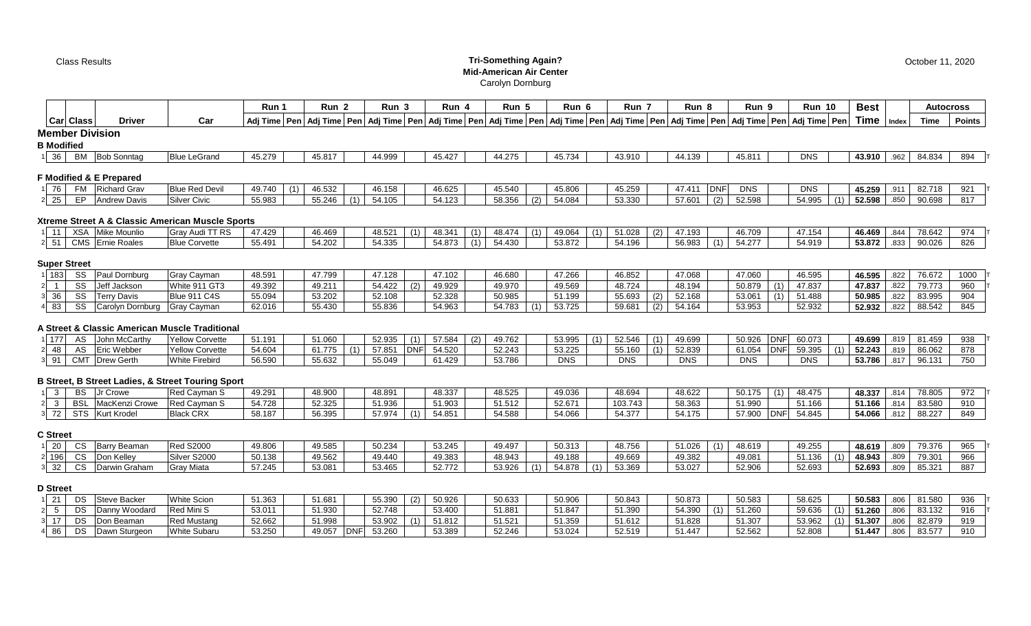Class Results

**Tri-Something Again?**
**Mid-American Air Center**
Carolyn Dornburg

October 11, 2020

| | Car | Class | Driver | Car | Run 1 Adj Time | Pen | Run 2 Adj Time | Pen | Run 3 Adj Time | Pen | Run 4 Adj Time | Pen | Run 5 Adj Time | Pen | Run 6 Adj Time | Pen | Run 7 Adj Time | Pen | Run 8 Adj Time | Pen | Run 9 Adj Time | Pen | Run 10 Adj Time | Pen | Best Time | Index | Autocross Time | Autocross Points | |
|---|---|---|---|---|---|---|---|---|---|---|---|---|---|---|---|---|---|---|---|---|---|---|---|---|---|---|---|---|---|
| **Member Division** | | | | | | | | | | | | | | | | | | | | | | | | | | | | | |
| **B Modified** | | | | | | | | | | | | | | | | | | | | | | | | | | | | | |
| 1 | 36 | BM | Bob Sonntag | Blue LeGrand | 45.279 | | 45.817 | | 44.999 | | 45.427 | | 44.275 | | 45.734 | | 43.910 | | 44.139 | | 45.811 | | DNS | | **43.910** | .962 | 84.834 | 894 | T |
| **F Modified & E Prepared** | | | | | | | | | | | | | | | | | | | | | | | | | | | | | |
| 1 | 76 | FM | Richard Grav | Blue Red Devil | 49.740 | (1) | 46.532 | | 46.158 | | 46.625 | | 45.540 | | 45.806 | | 45.259 | | 47.411 | DNF | DNS | | DNS | | **45.259** | .911 | 82.718 | 921 | T |
| 2 | 25 | EP | Andrew Davis | Silver Civic | 55.983 | | 55.246 | (1) | 54.105 | | 54.123 | | 58.356 | (2) | 54.084 | | 53.330 | | 57.601 | (2) | 52.598 | | 54.995 | (1) | **52.598** | .850 | 90.698 | 817 | |
| **Xtreme Street A & Classic American Muscle Sports** | | | | | | | | | | | | | | | | | | | | | | | | | | | | | |
| 1 | 11 | XSA | Mike Mounlio | Gray Audi TT RS | 47.429 | | 46.469 | | 48.521 | (1) | 48.341 | (1) | 48.474 | (1) | 49.064 | (1) | 51.028 | (2) | 47.193 | | 46.709 | | 47.154 | | **46.469** | .844 | 78.642 | 974 | T |
| 2 | 51 | CMS | Ernie Roales | Blue Corvette | 55.491 | | 54.202 | | 54.335 | | 54.873 | (1) | 54.430 | | 53.872 | | 54.196 | | 56.983 | (1) | 54.277 | | 54.919 | | **53.872** | .833 | 90.026 | 826 | |
| **Super Street** | | | | | | | | | | | | | | | | | | | | | | | | | | | | | |
| 1 | 183 | SS | Paul Dornburg | Gray Cayman | 48.591 | | 47.799 | | 47.128 | | 47.102 | | 46.680 | | 47.266 | | 46.852 | | 47.068 | | 47.060 | | 46.595 | | **46.595** | .822 | 76.672 | 1000 | T |
| 2 | 1 | SS | Jeff Jackson | White 911 GT3 | 49.392 | | 49.211 | | 54.422 | (2) | 49.929 | | 49.970 | | 49.569 | | 48.724 | | 48.194 | | 50.879 | (1) | 47.837 | | **47.837** | .822 | 79.773 | 960 | T |
| 3 | 36 | SS | Terry Davis | Blue 911 C4S | 55.094 | | 53.202 | | 52.108 | | 52.328 | | 50.985 | | 51.199 | | 55.693 | (2) | 52.168 | | 53.061 | (1) | 51.488 | | **50.985** | .822 | 83.995 | 904 | |
| 4 | 83 | SS | Carolyn Dornburg | Gray Cayman | 62.016 | | 55.430 | | 55.836 | | 54.963 | | 54.783 | (1) | 53.725 | | 59.681 | (2) | 54.164 | | 53.953 | | 52.932 | | **52.932** | .822 | 88.542 | 845 | |
| **A Street & Classic American Muscle Traditional** | | | | | | | | | | | | | | | | | | | | | | | | | | | | | |
| 1 | 177 | AS | John McCarthy | Yellow Corvette | 51.191 | | 51.060 | | 52.935 | (1) | 57.584 | (2) | 49.762 | | 53.995 | (1) | 52.546 | (1) | 49.699 | | 50.926 | DNF | 60.073 | | **49.699** | .819 | 81.459 | 938 | T |
| 2 | 48 | AS | Eric Webber | Yellow Corvette | 54.604 | | 61.775 | (1) | 57.851 | DNF | 54.520 | | 52.243 | | 53.225 | | 55.160 | (1) | 52.839 | | 61.054 | DNF | 59.395 | (1) | **52.243** | .819 | 86.062 | 878 | |
| 3 | 91 | CMT | Drew Gerth | White Firebird | 56.590 | | 55.632 | | 55.049 | | 61.429 | | 53.786 | | DNS | | DNS | | DNS | | DNS | | DNS | | **53.786** | .817 | 96.131 | 750 | |
| **B Street, B Street Ladies, & Street Touring Sport** | | | | | | | | | | | | | | | | | | | | | | | | | | | | | |
| 1 | 3 | BS | Jr Crowe | Red Cayman S | 49.291 | | 48.900 | | 48.891 | | 48.337 | | 48.525 | | 49.036 | | 48.694 | | 48.622 | | 50.175 | (1) | 48.475 | | **48.337** | .814 | 78.805 | 972 | T |
| 2 | 3 | BSL | MacKenzi Crowe | Red Cayman S | 54.728 | | 52.325 | | 51.936 | | 51.903 | | 51.512 | | 52.671 | | 103.743 | | 58.363 | | 51.990 | | 51.166 | | **51.166** | .814 | 83.580 | 910 | |
| 3 | 72 | STS | Kurt Krodel | Black CRX | 58.187 | | 56.395 | | 57.974 | (1) | 54.851 | | 54.588 | | 54.066 | | 54.377 | | 54.175 | | 57.900 | DNF | 54.845 | | **54.066** | .812 | 88.227 | 849 | |
| **C Street** | | | | | | | | | | | | | | | | | | | | | | | | | | | | | |
| 1 | 20 | CS | Barry Beaman | Red S2000 | 49.806 | | 49.585 | | 50.234 | | 53.245 | | 49.497 | | 50.313 | | 48.756 | | 51.026 | (1) | 48.619 | | 49.255 | | **48.619** | .809 | 79.376 | 965 | T |
| 2 | 196 | CS | Don Kelley | Silver S2000 | 50.138 | | 49.562 | | 49.440 | | 49.383 | | 48.943 | | 49.188 | | 49.669 | | 49.382 | | 49.081 | | 51.136 | (1) | **48.943** | .809 | 79.301 | 966 | |
| 3 | 32 | CS | Darwin Graham | Gray Miata | 57.245 | | 53.081 | | 53.465 | | 52.772 | | 53.926 | (1) | 54.878 | (1) | 53.369 | | 53.027 | | 52.906 | | 52.693 | | **52.693** | .809 | 85.321 | 887 | |
| **D Street** | | | | | | | | | | | | | | | | | | | | | | | | | | | | | |
| 1 | 21 | DS | Steve Backer | White Scion | 51.363 | | 51.681 | | 55.390 | (2) | 50.926 | | 50.633 | | 50.906 | | 50.843 | | 50.873 | | 50.583 | | 58.625 | | **50.583** | .806 | 81.580 | 936 | T |
| 2 | 5 | DS | Danny Woodard | Red Mini S | 53.011 | | 51.930 | | 52.748 | | 53.400 | | 51.881 | | 51.847 | | 51.390 | | 54.390 | (1) | 51.260 | | 59.636 | (1) | **51.260** | .806 | 83.132 | 916 | T |
| 3 | 17 | DS | Don Beaman | Red Mustang | 52.662 | | 51.998 | | 53.902 | (1) | 51.812 | | 51.521 | | 51.359 | | 51.612 | | 51.828 | | 51.307 | | 53.962 | (1) | **51.307** | .806 | 82.879 | 919 | |
| 4 | 86 | DS | Dawn Sturgeon | White Subaru | 53.250 | | 49.057 | DNF | 53.260 | | 53.389 | | 52.246 | | 53.024 | | 52.519 | | 51.447 | | 52.562 | | 52.808 | | **51.447** | .806 | 83.577 | 910 | |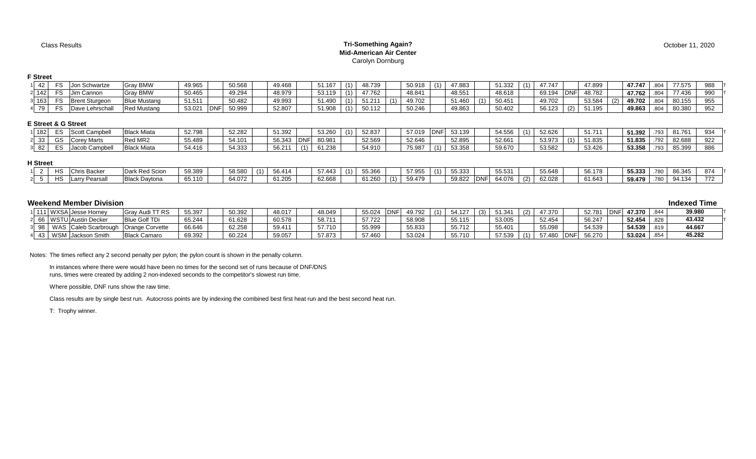Class Results

**Tri-Something Again?**
**Mid-American Air Center**
Carolyn Dornburg

October 11, 2020

### F Street

| | | | | | | | | | | | | | | | | | | | | | | | | | | | |
|---|---|---|---|---|---|---|---|---|---|---|---|---|---|---|---|---|---|---|---|---|---|---|---|---|---|---|---|
| 1 | 42 | FS | Jon Schwartze | Gray BMW | 49.965 | | 50.568 | | 49.468 | | 51.167 | (1) | 48.739 | | 50.918 | (1) | 47.883 | | 51.332 | (1) | 47.747 | | 47.899 | | **47.747** | .804 | 77.575 | 988 | T |
| 2 | 142 | FS | Jim Cannon | Gray BMW | 50.465 | | 49.294 | | 48.979 | | 53.119 | (1) | 47.762 | | 48.841 | | 48.551 | | 48.618 | | 69.194 | DNF | 48.782 | | **47.762** | .804 | 77.436 | 990 | T |
| 3 | 163 | FS | Brent Sturgeon | Blue Mustang | 51.511 | | 50.482 | | 49.993 | | 51.490 | (1) | 51.211 | (1) | 49.702 | | 51.460 | (1) | 50.451 | | 49.702 | | 53.584 | (2) | **49.702** | .804 | 80.155 | 955 | |
| 4 | 79 | FS | Dave Lehrschall | Red Mustang | 53.021 | DNF | 50.999 | | 52.807 | | 51.908 | (1) | 50.112 | | 50.246 | | 49.863 | | 50.402 | | 56.123 | (2) | 51.195 | | **49.863** | .804 | 80.380 | 952 | |

### E Street & G Street

| | | | | | | | | | | | | | | | | | | | | | | | | | | | | |
|---|---|---|---|---|---|---|---|---|---|---|---|---|---|---|---|---|---|---|---|---|---|---|---|---|---|---|---|---|
| 1 | 182 | ES | Scott Campbell | Black Miata | 52.798 | | 52.282 | | 51.392 | | 53.260 | (1) | 52.837 | | 57.019 | DNF | 53.139 | | 54.556 | (1) | 52.626 | | 51.711 | | **51.392** | .793 | 81.761 | 934 | T |
| 2 | 33 | GS | Corey Marts | Red MR2 | 55.489 | | 54.101 | | 56.343 | DNF | 80.981 | | 52.569 | | 52.646 | | 52.895 | | 52.661 | | 53.973 | (1) | 51.835 | | **51.835** | .792 | 82.688 | 922 | |
| 3 | 82 | ES | Jacob Campbell | Black Miata | 54.416 | | 54.333 | | 56.211 | (1) | 61.238 | | 54.910 | | 75.987 | (1) | 53.358 | | 59.670 | | 53.582 | | 53.426 | | **53.358** | .793 | 85.399 | 886 | |

### H Street

| | | | | | | | | | | | | | | | | | | | | | | | | | | | | |
|---|---|---|---|---|---|---|---|---|---|---|---|---|---|---|---|---|---|---|---|---|---|---|---|---|---|---|---|---|
| 1 | 2 | HS | Chris Backer | Dark Red Scion | 59.389 | | 58.580 | (1) | 56.414 | | 57.443 | (1) | 55.366 | | 57.955 | (1) | 55.333 | | 55.531 | | 55.648 | | 56.178 | | **55.333** | .780 | 86.345 | 874 | T |
| 2 | 5 | HS | Larry Pearsall | Black Daytona | 65.110 | | 64.072 | | 61.205 | | 62.668 | | 61.260 | (1) | 59.479 | | 59.822 | DNF | 64.076 | (2) | 62.028 | | 61.643 | | **59.479** | .780 | 94.134 | 772 | |

### Weekend Member Division

| | | | | | | | | | | | | | | | | | | | | | | | | | | | |
|---|---|---|---|---|---|---|---|---|---|---|---|---|---|---|---|---|---|---|---|---|---|---|---|---|---|---|---|
| | | | | | | | | | | | | | | | | | | | | | | | | | | **Indexed Time** | |
| 1 | 111 | WXSA | Jesse Horney | Gray Audi TT RS | 55.397 | | 50.392 | | 48.017 | | 48.049 | | 55.024 | DNF | 49.792 | (1) | 54.127 | (3) | 51.341 | (2) | 47.370 | | 52.781 | DNF | **47.370** | .844 | **39.980** | T |
| 2 | 66 | WSTU | Austin Decker | Blue Golf TDi | 65.244 | | 61.628 | | 60.578 | | 58.711 | | 57.722 | | 58.908 | | 55.115 | | 53.005 | | 52.454 | | 56.247 | | **52.454** | .828 | **43.432** | T |
| 3 | 98 | WAS | Caleb Scarbrough | Orange Corvette | 66.646 | | 62.258 | | 59.411 | | 57.710 | | 55.999 | | 55.833 | | 55.712 | | 55.401 | | 55.098 | | 54.539 | | **54.539** | .819 | **44.667** | |
| 4 | 43 | WSM | Jackson Smith | Black Camaro | 69.392 | | 60.224 | | 59.057 | | 57.873 | | 57.460 | | 53.024 | | 55.710 | | 57.539 | (1) | 57.480 | DNF | 56.270 | | **53.024** | .854 | **45.282** | |

Notes: The times reflect any 2 second penalty per pylon; the pylon count is shown in the penalty column.

In instances where there were would have been no times for the second set of runs because of DNF/DNS runs, times were created by adding 2 non-indexed seconds to the competitor's slowest run time.

Where possible, DNF runs show the raw time.

Class results are by single best run. Autocross points are by indexing the combined best first heat run and the best second heat run.

T: Trophy winner.